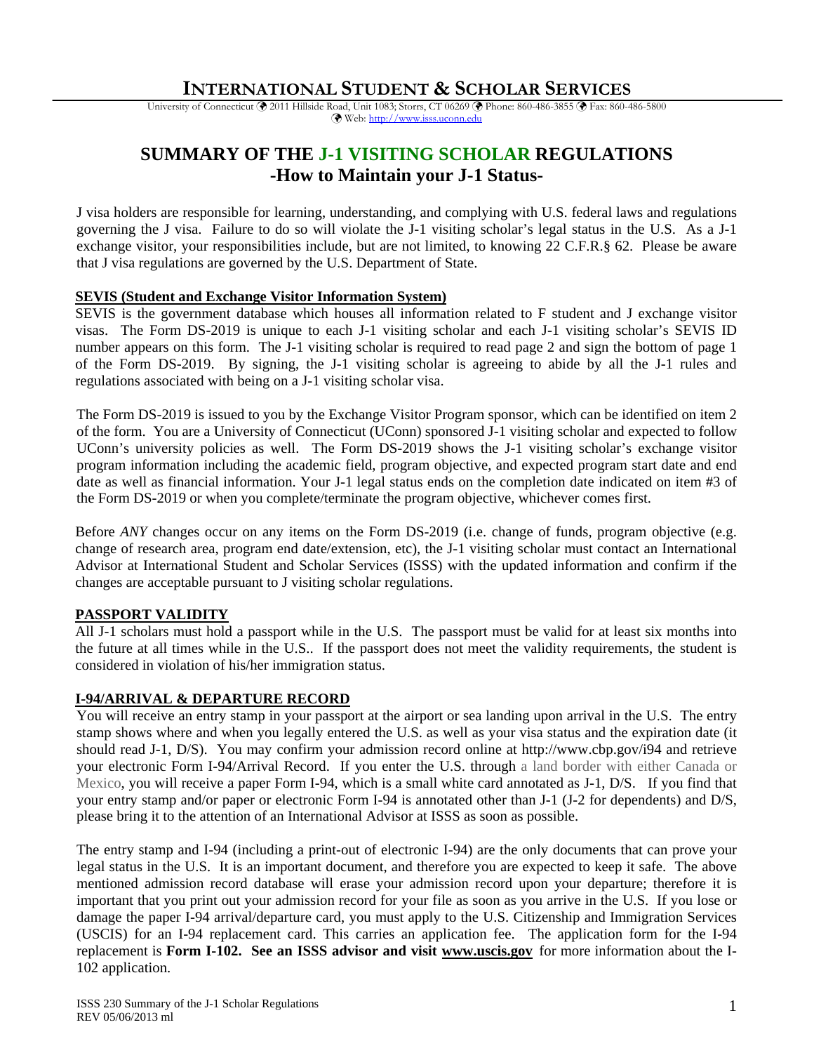# INTERNATIONAL STUDENT & SCHOLAR SERVICES

University of Connecticut 2011 Hillside Road, Unit 1083; Storrs, CT 06269 Phone: 860-486-3855 Fax: 860-486-5800
Web: http://www.isss.uconn.edu

## SUMMARY OF THE J-1 VISITING SCHOLAR REGULATIONS
## -How to Maintain your J-1 Status-

J visa holders are responsible for learning, understanding, and complying with U.S. federal laws and regulations governing the J visa. Failure to do so will violate the J-1 visiting scholar's legal status in the U.S. As a J-1 exchange visitor, your responsibilities include, but are not limited, to knowing 22 C.F.R.§ 62. Please be aware that J visa regulations are governed by the U.S. Department of State.

**SEVIS (Student and Exchange Visitor Information System)**

SEVIS is the government database which houses all information related to F student and J exchange visitor visas. The Form DS-2019 is unique to each J-1 visiting scholar and each J-1 visiting scholar's SEVIS ID number appears on this form. The J-1 visiting scholar is required to read page 2 and sign the bottom of page 1 of the Form DS-2019. By signing, the J-1 visiting scholar is agreeing to abide by all the J-1 rules and regulations associated with being on a J-1 visiting scholar visa.

The Form DS-2019 is issued to you by the Exchange Visitor Program sponsor, which can be identified on item 2 of the form. You are a University of Connecticut (UConn) sponsored J-1 visiting scholar and expected to follow UConn's university policies as well. The Form DS-2019 shows the J-1 visiting scholar's exchange visitor program information including the academic field, program objective, and expected program start date and end date as well as financial information. Your J-1 legal status ends on the completion date indicated on item #3 of the Form DS-2019 or when you complete/terminate the program objective, whichever comes first.

Before *ANY* changes occur on any items on the Form DS-2019 (i.e. change of funds, program objective (e.g. change of research area, program end date/extension, etc), the J-1 visiting scholar must contact an International Advisor at International Student and Scholar Services (ISSS) with the updated information and confirm if the changes are acceptable pursuant to J visiting scholar regulations.

**PASSPORT VALIDITY**

All J-1 scholars must hold a passport while in the U.S. The passport must be valid for at least six months into the future at all times while in the U.S.. If the passport does not meet the validity requirements, the student is considered in violation of his/her immigration status.

**I-94/ARRIVAL & DEPARTURE RECORD**

You will receive an entry stamp in your passport at the airport or sea landing upon arrival in the U.S. The entry stamp shows where and when you legally entered the U.S. as well as your visa status and the expiration date (it should read J-1, D/S). You may confirm your admission record online at http://www.cbp.gov/i94 and retrieve your electronic Form I-94/Arrival Record. If you enter the U.S. through a land border with either Canada or Mexico, you will receive a paper Form I-94, which is a small white card annotated as J-1, D/S. If you find that your entry stamp and/or paper or electronic Form I-94 is annotated other than J-1 (J-2 for dependents) and D/S, please bring it to the attention of an International Advisor at ISSS as soon as possible.

The entry stamp and I-94 (including a print-out of electronic I-94) are the only documents that can prove your legal status in the U.S. It is an important document, and therefore you are expected to keep it safe. The above mentioned admission record database will erase your admission record upon your departure; therefore it is important that you print out your admission record for your file as soon as you arrive in the U.S. If you lose or damage the paper I-94 arrival/departure card, you must apply to the U.S. Citizenship and Immigration Services (USCIS) for an I-94 replacement card. This carries an application fee. The application form for the I-94 replacement is **Form I-102. See an ISSS advisor and visit www.uscis.gov** for more information about the I-102 application.

ISSS 230 Summary of the J-1 Scholar Regulations
REV 05/06/2013 ml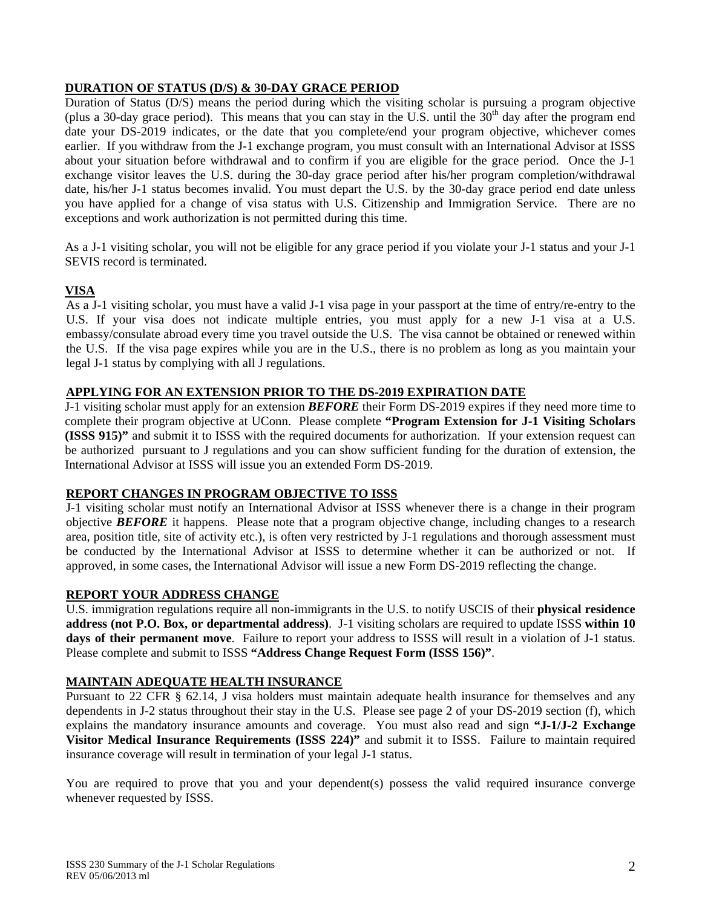## DURATION OF STATUS (D/S) & 30-DAY GRACE PERIOD

Duration of Status (D/S) means the period during which the visiting scholar is pursuing a program objective (plus a 30-day grace period). This means that you can stay in the U.S. until the 30th day after the program end date your DS-2019 indicates, or the date that you complete/end your program objective, whichever comes earlier. If you withdraw from the J-1 exchange program, you must consult with an International Advisor at ISSS about your situation before withdrawal and to confirm if you are eligible for the grace period. Once the J-1 exchange visitor leaves the U.S. during the 30-day grace period after his/her program completion/withdrawal date, his/her J-1 status becomes invalid. You must depart the U.S. by the 30-day grace period end date unless you have applied for a change of visa status with U.S. Citizenship and Immigration Service. There are no exceptions and work authorization is not permitted during this time.

As a J-1 visiting scholar, you will not be eligible for any grace period if you violate your J-1 status and your J-1 SEVIS record is terminated.

## VISA

As a J-1 visiting scholar, you must have a valid J-1 visa page in your passport at the time of entry/re-entry to the U.S. If your visa does not indicate multiple entries, you must apply for a new J-1 visa at a U.S. embassy/consulate abroad every time you travel outside the U.S. The visa cannot be obtained or renewed within the U.S. If the visa page expires while you are in the U.S., there is no problem as long as you maintain your legal J-1 status by complying with all J regulations.

## APPLYING FOR AN EXTENSION PRIOR TO THE DS-2019 EXPIRATION DATE

J-1 visiting scholar must apply for an extension ***BEFORE*** their Form DS-2019 expires if they need more time to complete their program objective at UConn. Please complete **"Program Extension for J-1 Visiting Scholars (ISSS 915)"** and submit it to ISSS with the required documents for authorization. If your extension request can be authorized pursuant to J regulations and you can show sufficient funding for the duration of extension, the International Advisor at ISSS will issue you an extended Form DS-2019.

## REPORT CHANGES IN PROGRAM OBJECTIVE TO ISSS

J-1 visiting scholar must notify an International Advisor at ISSS whenever there is a change in their program objective ***BEFORE*** it happens. Please note that a program objective change, including changes to a research area, position title, site of activity etc.), is often very restricted by J-1 regulations and thorough assessment must be conducted by the International Advisor at ISSS to determine whether it can be authorized or not. If approved, in some cases, the International Advisor will issue a new Form DS-2019 reflecting the change.

## REPORT YOUR ADDRESS CHANGE

U.S. immigration regulations require all non-immigrants in the U.S. to notify USCIS of their **physical residence address (not P.O. Box, or departmental address)**. J-1 visiting scholars are required to update ISSS **within 10 days of their permanent move**. Failure to report your address to ISSS will result in a violation of J-1 status. Please complete and submit to ISSS **"Address Change Request Form (ISSS 156)"**.

## MAINTAIN ADEQUATE HEALTH INSURANCE

Pursuant to 22 CFR § 62.14, J visa holders must maintain adequate health insurance for themselves and any dependents in J-2 status throughout their stay in the U.S. Please see page 2 of your DS-2019 section (f), which explains the mandatory insurance amounts and coverage. You must also read and sign **"J-1/J-2 Exchange Visitor Medical Insurance Requirements (ISSS 224)"** and submit it to ISSS. Failure to maintain required insurance coverage will result in termination of your legal J-1 status.

You are required to prove that you and your dependent(s) possess the valid required insurance converge whenever requested by ISSS.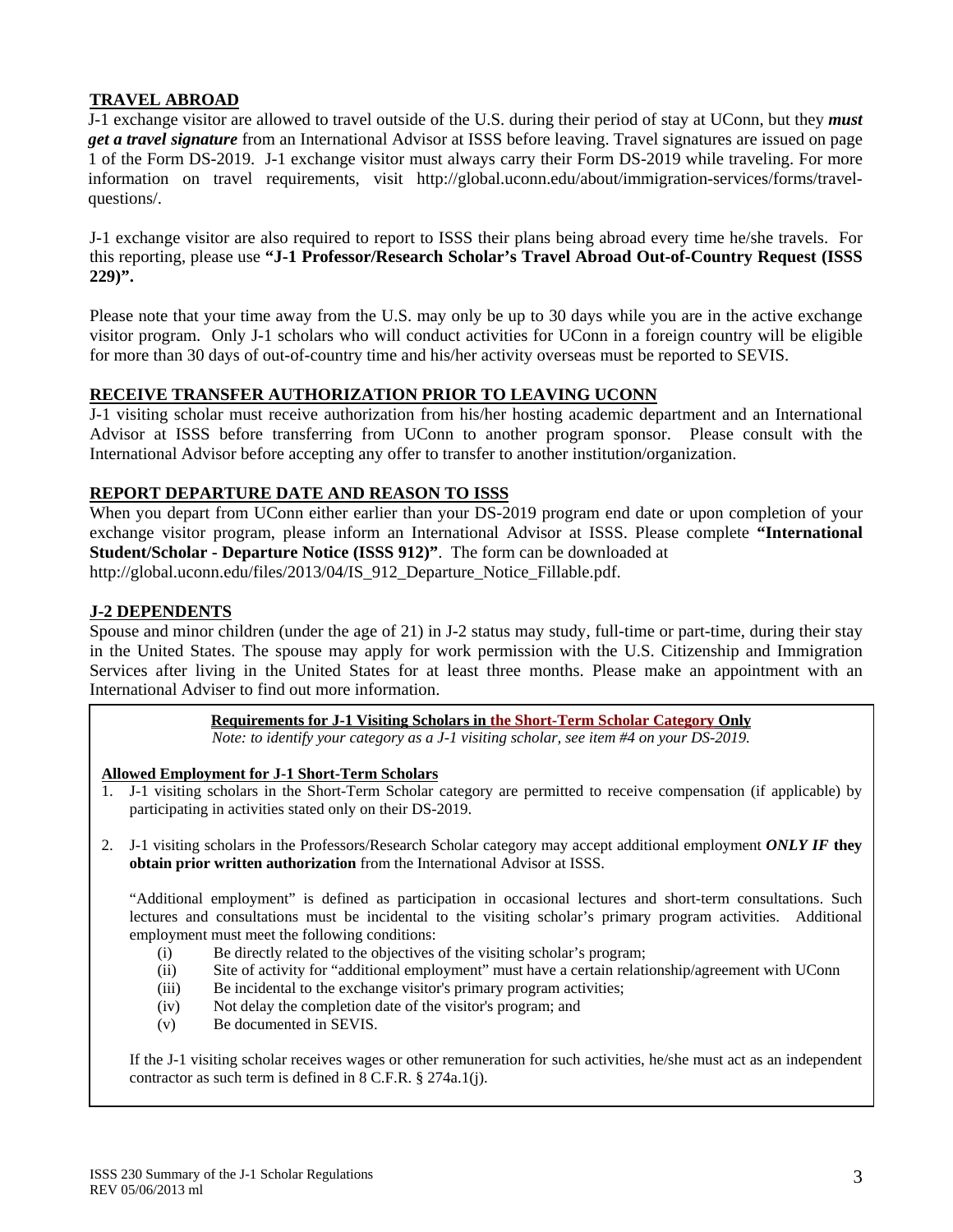## TRAVEL ABROAD

J-1 exchange visitor are allowed to travel outside of the U.S. during their period of stay at UConn, but they ***must get a travel signature*** from an International Advisor at ISSS before leaving. Travel signatures are issued on page 1 of the Form DS-2019. J-1 exchange visitor must always carry their Form DS-2019 while traveling. For more information on travel requirements, visit http://global.uconn.edu/about/immigration-services/forms/travel-questions/.

J-1 exchange visitor are also required to report to ISSS their plans being abroad every time he/she travels. For this reporting, please use **"J-1 Professor/Research Scholar's Travel Abroad Out-of-Country Request (ISSS 229)".**

Please note that your time away from the U.S. may only be up to 30 days while you are in the active exchange visitor program. Only J-1 scholars who will conduct activities for UConn in a foreign country will be eligible for more than 30 days of out-of-country time and his/her activity overseas must be reported to SEVIS.

## RECEIVE TRANSFER AUTHORIZATION PRIOR TO LEAVING UCONN

J-1 visiting scholar must receive authorization from his/her hosting academic department and an International Advisor at ISSS before transferring from UConn to another program sponsor. Please consult with the International Advisor before accepting any offer to transfer to another institution/organization.

## REPORT DEPARTURE DATE AND REASON TO ISSS

When you depart from UConn either earlier than your DS-2019 program end date or upon completion of your exchange visitor program, please inform an International Advisor at ISSS. Please complete **"International Student/Scholar - Departure Notice (ISSS 912)"**. The form can be downloaded at http://global.uconn.edu/files/2013/04/IS_912_Departure_Notice_Fillable.pdf.

## J-2 DEPENDENTS

Spouse and minor children (under the age of 21) in J-2 status may study, full-time or part-time, during their stay in the United States. The spouse may apply for work permission with the U.S. Citizenship and Immigration Services after living in the United States for at least three months. Please make an appointment with an International Adviser to find out more information.

**Requirements for J-1 Visiting Scholars in the Short-Term Scholar Category Only**

*Note: to identify your category as a J-1 visiting scholar, see item #4 on your DS-2019.*

**Allowed Employment for J-1 Short-Term Scholars**

1. J-1 visiting scholars in the Short-Term Scholar category are permitted to receive compensation (if applicable) by participating in activities stated only on their DS-2019.
2. J-1 visiting scholars in the Professors/Research Scholar category may accept additional employment ***ONLY IF*** **they obtain prior written authorization** from the International Advisor at ISSS.

   "Additional employment" is defined as participation in occasional lectures and short-term consultations. Such lectures and consultations must be incidental to the visiting scholar's primary program activities. Additional employment must meet the following conditions:

   (i) Be directly related to the objectives of the visiting scholar's program;
   (ii) Site of activity for "additional employment" must have a certain relationship/agreement with UConn
   (iii) Be incidental to the exchange visitor's primary program activities;
   (iv) Not delay the completion date of the visitor's program; and
   (v) Be documented in SEVIS.

   If the J-1 visiting scholar receives wages or other remuneration for such activities, he/she must act as an independent contractor as such term is defined in 8 C.F.R. § 274a.1(j).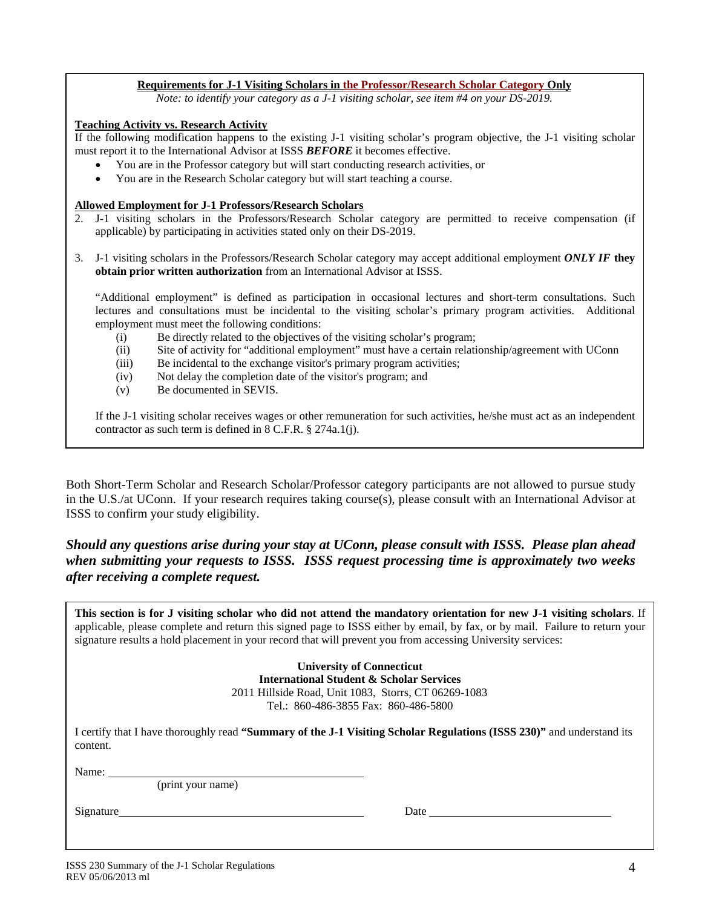**Requirements for J-1 Visiting Scholars in the Professor/Research Scholar Category Only**

*Note: to identify your category as a J-1 visiting scholar, see item #4 on your DS-2019.*

**Teaching Activity vs. Research Activity**

If the following modification happens to the existing J-1 visiting scholar's program objective, the J-1 visiting scholar must report it to the International Advisor at ISSS ***BEFORE*** it becomes effective.

- You are in the Professor category but will start conducting research activities, or
- You are in the Research Scholar category but will start teaching a course.

**Allowed Employment for J-1 Professors/Research Scholars**

2. J-1 visiting scholars in the Professors/Research Scholar category are permitted to receive compensation (if applicable) by participating in activities stated only on their DS-2019.

3. J-1 visiting scholars in the Professors/Research Scholar category may accept additional employment ***ONLY IF*** **they obtain prior written authorization** from an International Advisor at ISSS.

   "Additional employment" is defined as participation in occasional lectures and short-term consultations. Such lectures and consultations must be incidental to the visiting scholar's primary program activities. Additional employment must meet the following conditions:

   (i) Be directly related to the objectives of the visiting scholar's program;
   (ii) Site of activity for "additional employment" must have a certain relationship/agreement with UConn
   (iii) Be incidental to the exchange visitor's primary program activities;
   (iv) Not delay the completion date of the visitor's program; and
   (v) Be documented in SEVIS.

   If the J-1 visiting scholar receives wages or other remuneration for such activities, he/she must act as an independent contractor as such term is defined in 8 C.F.R. § 274a.1(j).

Both Short-Term Scholar and Research Scholar/Professor category participants are not allowed to pursue study in the U.S./at UConn. If your research requires taking course(s), please consult with an International Advisor at ISSS to confirm your study eligibility.

***Should any questions arise during your stay at UConn, please consult with ISSS. Please plan ahead when submitting your requests to ISSS. ISSS request processing time is approximately two weeks after receiving a complete request.***

**This section is for J visiting scholar who did not attend the mandatory orientation for new J-1 visiting scholars**. If applicable, please complete and return this signed page to ISSS either by email, by fax, or by mail. Failure to return your signature results a hold placement in your record that will prevent you from accessing University services:

**University of Connecticut**
**International Student & Scholar Services**
2011 Hillside Road, Unit 1083, Storrs, CT 06269-1083
Tel.: 860-486-3855 Fax: 860-486-5800

I certify that I have thoroughly read **"Summary of the J-1 Visiting Scholar Regulations (ISSS 230)"** and understand its content.

Name: ______________________________
(print your name)

Signature ______________________________ Date ______________________

ISSS 230 Summary of the J-1 Scholar Regulations
REV 05/06/2013 ml